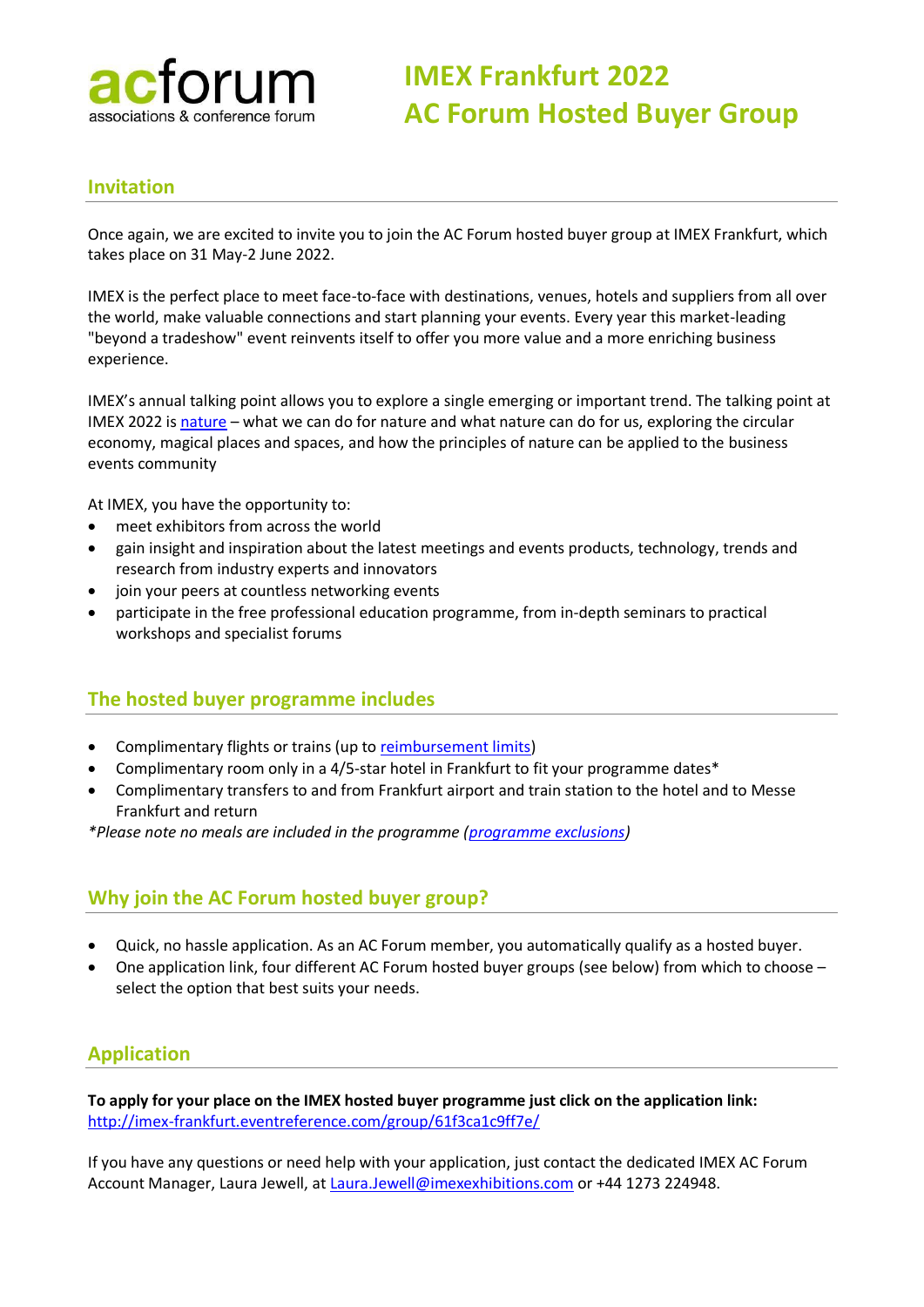acforum
associations & conference forum

# IMEX Frankfurt 2022
# AC Forum Hosted Buyer Group

## Invitation

Once again, we are excited to invite you to join the AC Forum hosted buyer group at IMEX Frankfurt, which takes place on 31 May-2 June 2022.

IMEX is the perfect place to meet face-to-face with destinations, venues, hotels and suppliers from all over the world, make valuable connections and start planning your events. Every year this market-leading "beyond a tradeshow" event reinvents itself to offer you more value and a more enriching business experience.

IMEX's annual talking point allows you to explore a single emerging or important trend. The talking point at IMEX 2022 is nature – what we can do for nature and what nature can do for us, exploring the circular economy, magical places and spaces, and how the principles of nature can be applied to the business events community

At IMEX, you have the opportunity to:

- meet exhibitors from across the world
- gain insight and inspiration about the latest meetings and events products, technology, trends and research from industry experts and innovators
- join your peers at countless networking events
- participate in the free professional education programme, from in-depth seminars to practical workshops and specialist forums

## The hosted buyer programme includes

- Complimentary flights or trains (up to reimbursement limits)
- Complimentary room only in a 4/5-star hotel in Frankfurt to fit your programme dates*
- Complimentary transfers to and from Frankfurt airport and train station to the hotel and to Messe Frankfurt and return

*\*Please note no meals are included in the programme (programme exclusions)*

## Why join the AC Forum hosted buyer group?

- Quick, no hassle application. As an AC Forum member, you automatically qualify as a hosted buyer.
- One application link, four different AC Forum hosted buyer groups (see below) from which to choose – select the option that best suits your needs.

## Application

**To apply for your place on the IMEX hosted buyer programme just click on the application link:**
http://imex-frankfurt.eventreference.com/group/61f3ca1c9ff7e/

If you have any questions or need help with your application, just contact the dedicated IMEX AC Forum Account Manager, Laura Jewell, at Laura.Jewell@imexexhibitions.com or +44 1273 224948.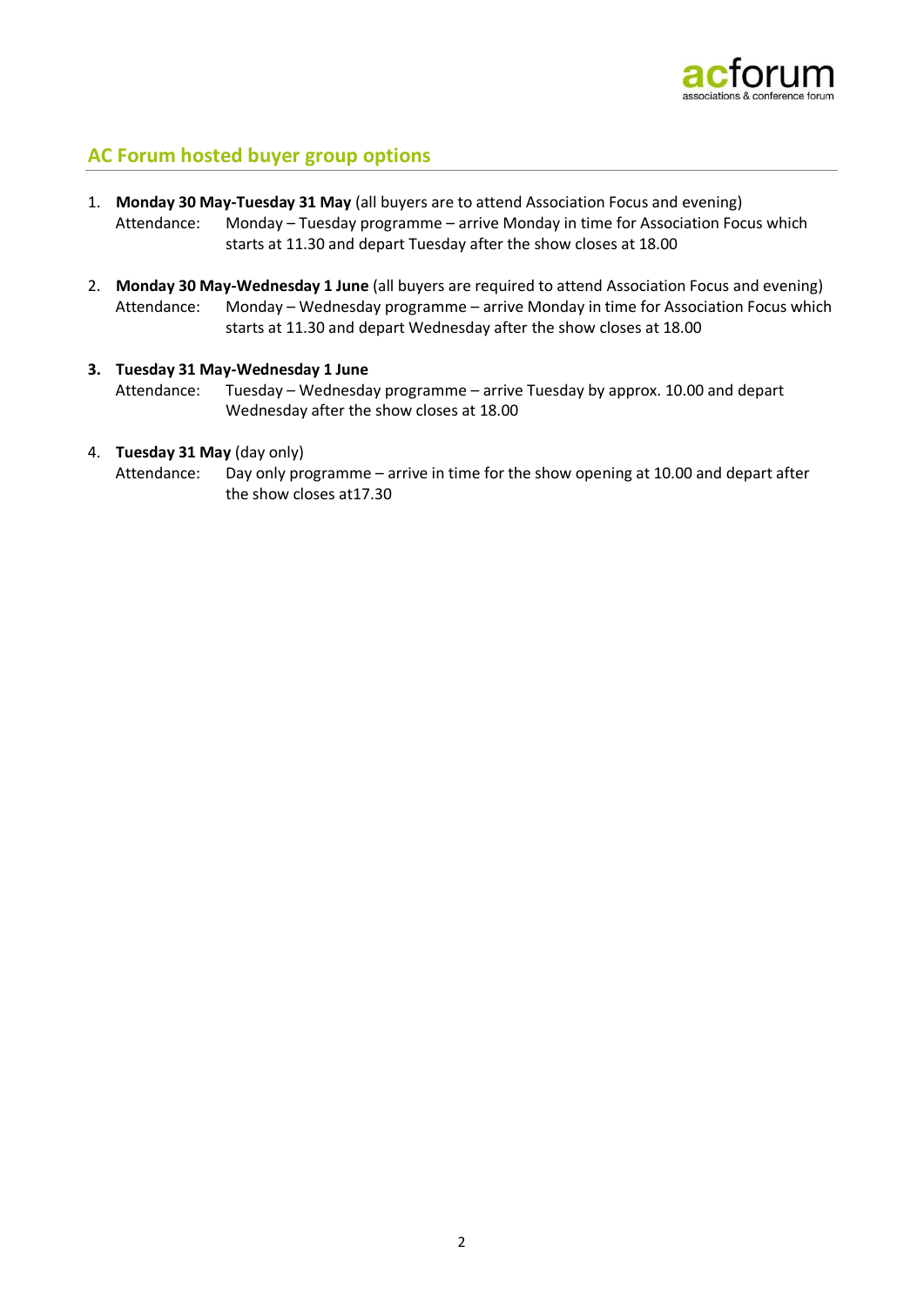## AC Forum hosted buyer group options

1. **Monday 30 May-Tuesday 31 May** (all buyers are to attend Association Focus and evening)
   Attendance: Monday – Tuesday programme – arrive Monday in time for Association Focus which starts at 11.30 and depart Tuesday after the show closes at 18.00

2. **Monday 30 May-Wednesday 1 June** (all buyers are required to attend Association Focus and evening)
   Attendance: Monday – Wednesday programme – arrive Monday in time for Association Focus which starts at 11.30 and depart Wednesday after the show closes at 18.00

3. **Tuesday 31 May-Wednesday 1 June**
   Attendance: Tuesday – Wednesday programme – arrive Tuesday by approx. 10.00 and depart Wednesday after the show closes at 18.00

4. **Tuesday 31 May** (day only)
   Attendance: Day only programme – arrive in time for the show opening at 10.00 and depart after the show closes at17.30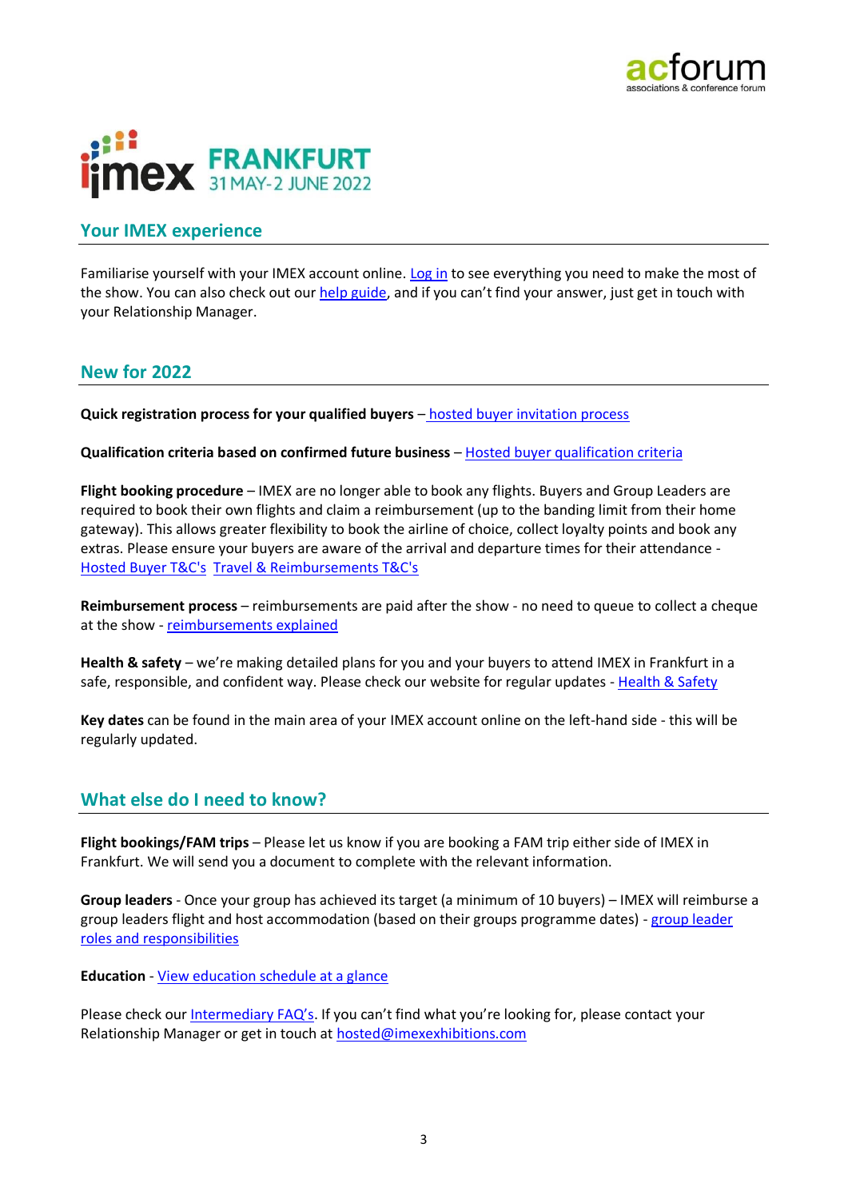acforum
associations & conference forum

imex FRANKFURT 31 MAY-2 JUNE 2022

## Your IMEX experience

Familiarise yourself with your IMEX account online. Log in to see everything you need to make the most of the show. You can also check out our help guide, and if you can't find your answer, just get in touch with your Relationship Manager.

## New for 2022

**Quick registration process for your qualified buyers** – hosted buyer invitation process

**Qualification criteria based on confirmed future business** – Hosted buyer qualification criteria

**Flight booking procedure** – IMEX are no longer able to book any flights. Buyers and Group Leaders are required to book their own flights and claim a reimbursement (up to the banding limit from their home gateway). This allows greater flexibility to book the airline of choice, collect loyalty points and book any extras. Please ensure your buyers are aware of the arrival and departure times for their attendance - Hosted Buyer T&C's Travel & Reimbursements T&C's

**Reimbursement process** – reimbursements are paid after the show - no need to queue to collect a cheque at the show - reimbursements explained

**Health & safety** – we're making detailed plans for you and your buyers to attend IMEX in Frankfurt in a safe, responsible, and confident way. Please check our website for regular updates - Health & Safety

**Key dates** can be found in the main area of your IMEX account online on the left-hand side - this will be regularly updated.

## What else do I need to know?

**Flight bookings/FAM trips** – Please let us know if you are booking a FAM trip either side of IMEX in Frankfurt. We will send you a document to complete with the relevant information.

**Group leaders** - Once your group has achieved its target (a minimum of 10 buyers) – IMEX will reimburse a group leaders flight and host accommodation (based on their groups programme dates) - group leader roles and responsibilities

**Education** - View education schedule at a glance

Please check our Intermediary FAQ's. If you can't find what you're looking for, please contact your Relationship Manager or get in touch at hosted@imexexhibitions.com